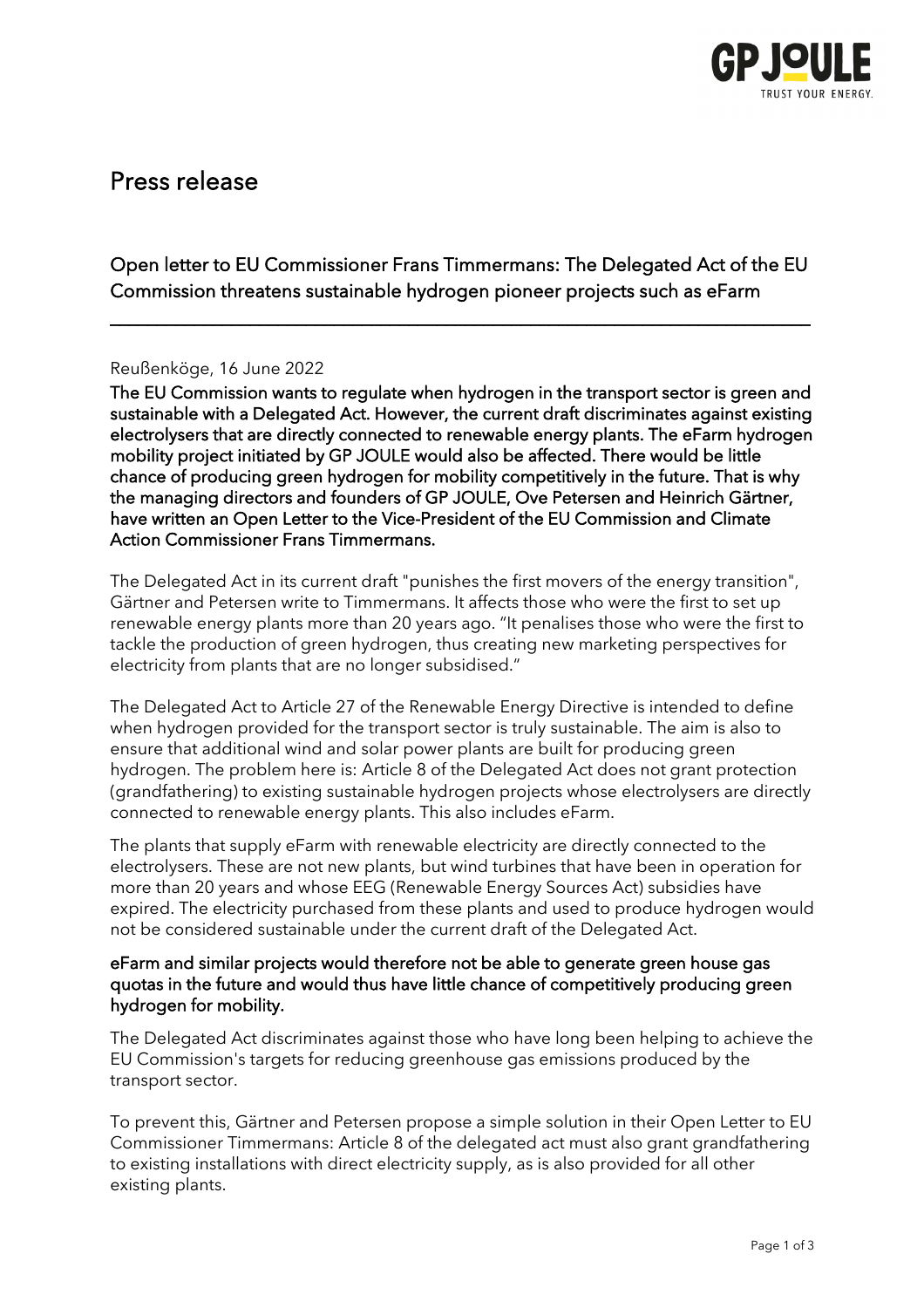# Press release

## Open letter to EU Commissioner Frans Timmermans: The Delegated Act of the EU Commission threatens sustainable hydrogen pioneer projects such as eFarm

---

Reußenköge, 16 June 2022

**The EU Commission wants to regulate when hydrogen in the transport sector is green and sustainable with a Delegated Act. However, the current draft discriminates against existing electrolysers that are directly connected to renewable energy plants. The eFarm hydrogen mobility project initiated by GP JOULE would also be affected. There would be little chance of producing green hydrogen for mobility competitively in the future. That is why the managing directors and founders of GP JOULE, Ove Petersen and Heinrich Gärtner, have written an Open Letter to the Vice-President of the EU Commission and Climate Action Commissioner Frans Timmermans.**

The Delegated Act in its current draft "punishes the first movers of the energy transition", Gärtner and Petersen write to Timmermans. It affects those who were the first to set up renewable energy plants more than 20 years ago. "It penalises those who were the first to tackle the production of green hydrogen, thus creating new marketing perspectives for electricity from plants that are no longer subsidised."

The Delegated Act to Article 27 of the Renewable Energy Directive is intended to define when hydrogen provided for the transport sector is truly sustainable. The aim is also to ensure that additional wind and solar power plants are built for producing green hydrogen. The problem here is: Article 8 of the Delegated Act does not grant protection (grandfathering) to existing sustainable hydrogen projects whose electrolysers are directly connected to renewable energy plants. This also includes eFarm.

The plants that supply eFarm with renewable electricity are directly connected to the electrolysers. These are not new plants, but wind turbines that have been in operation for more than 20 years and whose EEG (Renewable Energy Sources Act) subsidies have expired. The electricity purchased from these plants and used to produce hydrogen would not be considered sustainable under the current draft of the Delegated Act.

**eFarm and similar projects would therefore not be able to generate green house gas quotas in the future and would thus have little chance of competitively producing green hydrogen for mobility.**

The Delegated Act discriminates against those who have long been helping to achieve the EU Commission's targets for reducing greenhouse gas emissions produced by the transport sector.

To prevent this, Gärtner and Petersen propose a simple solution in their Open Letter to EU Commissioner Timmermans: Article 8 of the delegated act must also grant grandfathering to existing installations with direct electricity supply, as is also provided for all other existing plants.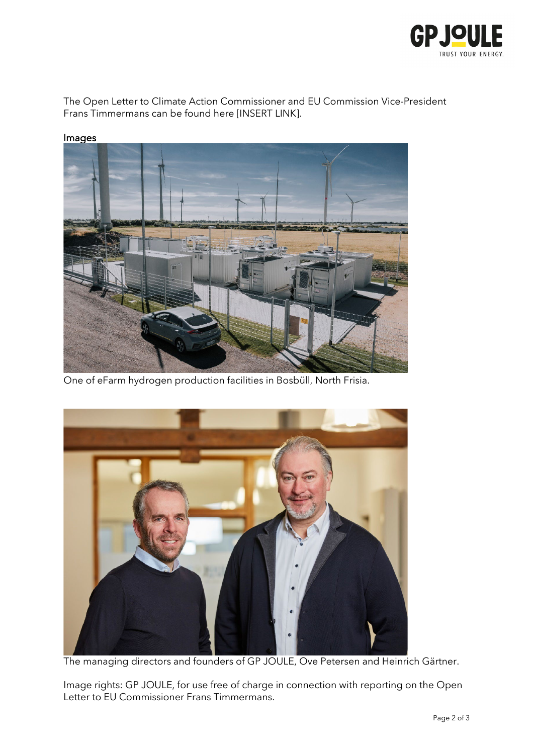The Open Letter to Climate Action Commissioner and EU Commission Vice-President Frans Timmermans can be found here [INSERT LINK].

## Images

One of eFarm hydrogen production facilities in Bosbüll, North Frisia.

The managing directors and founders of GP JOULE, Ove Petersen and Heinrich Gärtner.

Image rights: GP JOULE, for use free of charge in connection with reporting on the Open Letter to EU Commissioner Frans Timmermans.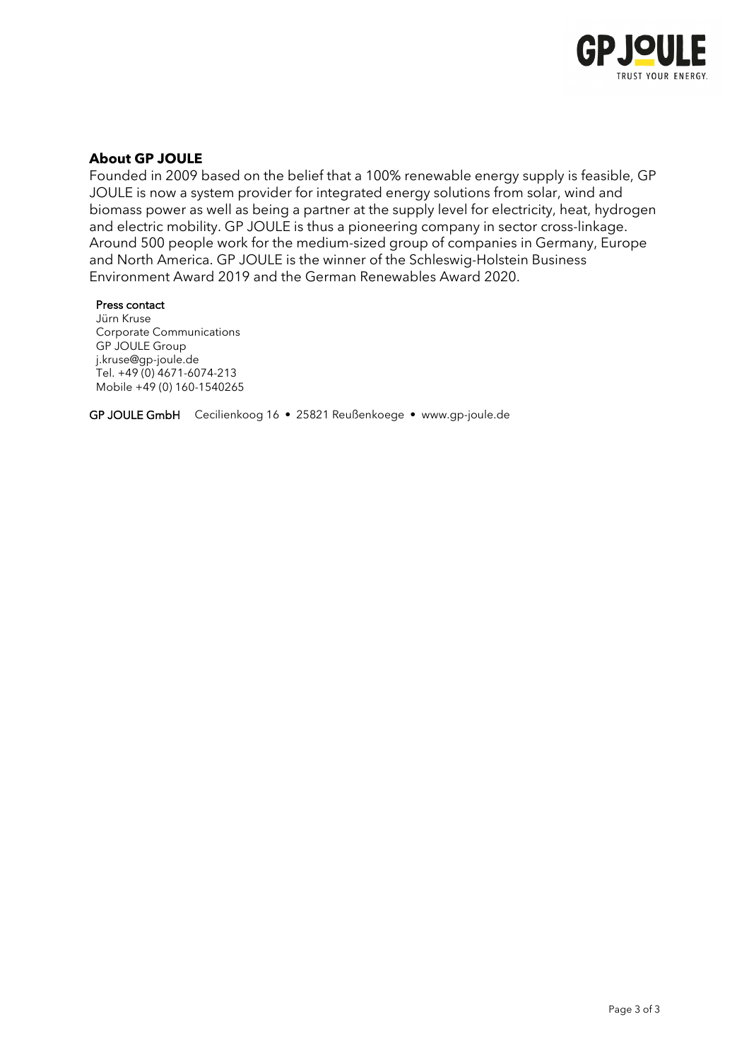## About GP JOULE

Founded in 2009 based on the belief that a 100% renewable energy supply is feasible, GP JOULE is now a system provider for integrated energy solutions from solar, wind and biomass power as well as being a partner at the supply level for electricity, heat, hydrogen and electric mobility. GP JOULE is thus a pioneering company in sector cross-linkage. Around 500 people work for the medium-sized group of companies in Germany, Europe and North America. GP JOULE is the winner of the Schleswig-Holstein Business Environment Award 2019 and the German Renewables Award 2020.

**Press contact**
Jürn Kruse
Corporate Communications
GP JOULE Group
j.kruse@gp-joule.de
Tel. +49 (0) 4671-6074-213
Mobile +49 (0) 160-1540265

**GP JOULE GmbH** Cecilienkoog 16 • 25821 Reußenkoege • www.gp-joule.de